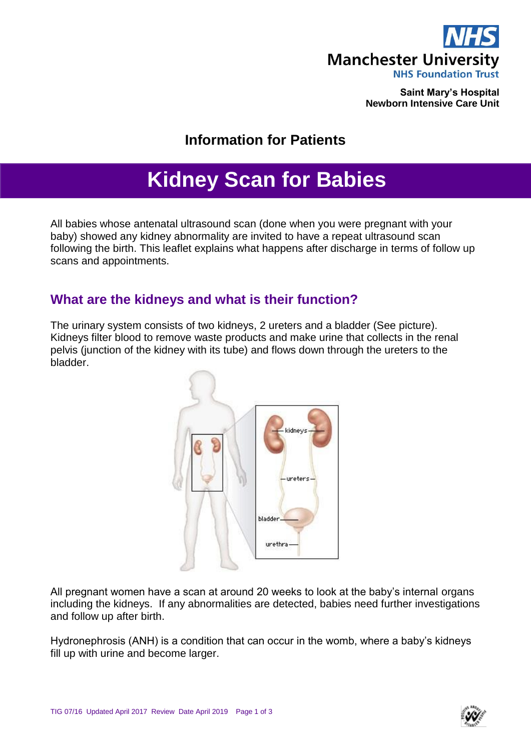Manchester University
NHS Foundation Trust

**Saint Mary's Hospital**
**Newborn Intensive Care Unit**

## Information for Patients

# Kidney Scan for Babies

All babies whose antenatal ultrasound scan (done when you were pregnant with your baby) showed any kidney abnormality are invited to have a repeat ultrasound scan following the birth. This leaflet explains what happens after discharge in terms of follow up scans and appointments.

## What are the kidneys and what is their function?

The urinary system consists of two kidneys, 2 ureters and a bladder (See picture). Kidneys filter blood to remove waste products and make urine that collects in the renal pelvis (junction of the kidney with its tube) and flows down through the ureters to the bladder.

All pregnant women have a scan at around 20 weeks to look at the baby's internal organs including the kidneys. If any abnormalities are detected, babies need further investigations and follow up after birth.

Hydronephrosis (ANH) is a condition that can occur in the womb, where a baby's kidneys fill up with urine and become larger.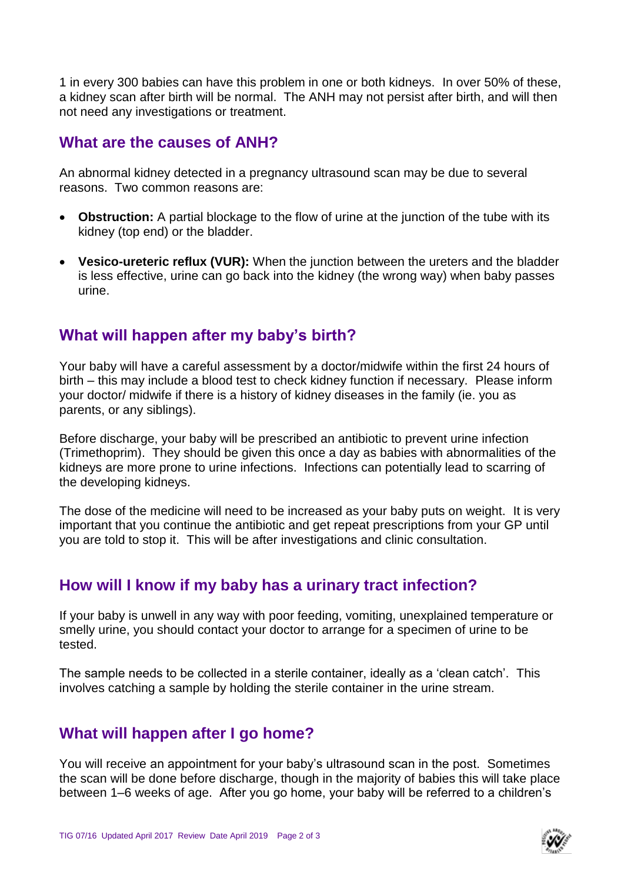1 in every 300 babies can have this problem in one or both kidneys. In over 50% of these, a kidney scan after birth will be normal. The ANH may not persist after birth, and will then not need any investigations or treatment.

## What are the causes of ANH?

An abnormal kidney detected in a pregnancy ultrasound scan may be due to several reasons. Two common reasons are:

- **Obstruction:** A partial blockage to the flow of urine at the junction of the tube with its kidney (top end) or the bladder.
- **Vesico-ureteric reflux (VUR):** When the junction between the ureters and the bladder is less effective, urine can go back into the kidney (the wrong way) when baby passes urine.

## What will happen after my baby's birth?

Your baby will have a careful assessment by a doctor/midwife within the first 24 hours of birth – this may include a blood test to check kidney function if necessary. Please inform your doctor/ midwife if there is a history of kidney diseases in the family (ie. you as parents, or any siblings).

Before discharge, your baby will be prescribed an antibiotic to prevent urine infection (Trimethoprim). They should be given this once a day as babies with abnormalities of the kidneys are more prone to urine infections. Infections can potentially lead to scarring of the developing kidneys.

The dose of the medicine will need to be increased as your baby puts on weight. It is very important that you continue the antibiotic and get repeat prescriptions from your GP until you are told to stop it. This will be after investigations and clinic consultation.

## How will I know if my baby has a urinary tract infection?

If your baby is unwell in any way with poor feeding, vomiting, unexplained temperature or smelly urine, you should contact your doctor to arrange for a specimen of urine to be tested.

The sample needs to be collected in a sterile container, ideally as a 'clean catch'. This involves catching a sample by holding the sterile container in the urine stream.

## What will happen after I go home?

You will receive an appointment for your baby's ultrasound scan in the post. Sometimes the scan will be done before discharge, though in the majority of babies this will take place between 1–6 weeks of age. After you go home, your baby will be referred to a children's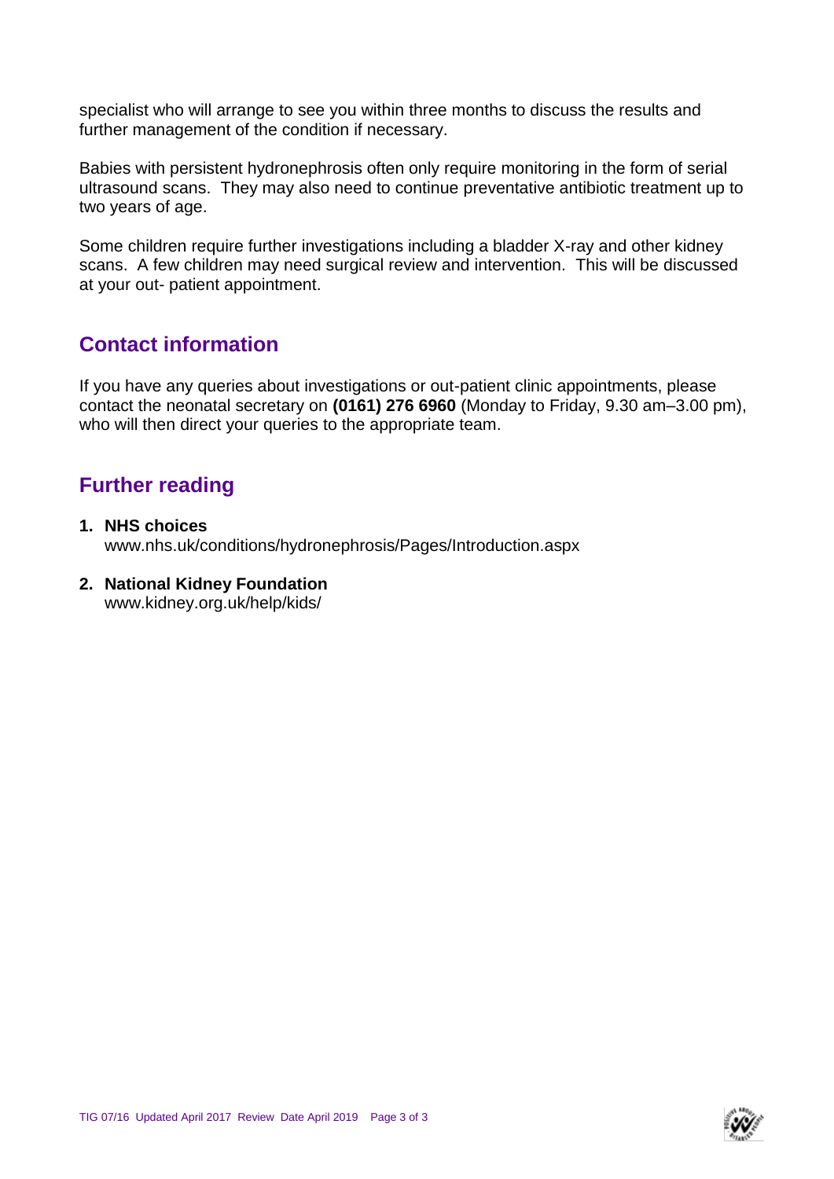specialist who will arrange to see you within three months to discuss the results and further management of the condition if necessary.

Babies with persistent hydronephrosis often only require monitoring in the form of serial ultrasound scans. They may also need to continue preventative antibiotic treatment up to two years of age.

Some children require further investigations including a bladder X-ray and other kidney scans. A few children may need surgical review and intervention. This will be discussed at your out- patient appointment.

## Contact information

If you have any queries about investigations or out-patient clinic appointments, please contact the neonatal secretary on **(0161) 276 6960** (Monday to Friday, 9.30 am–3.00 pm), who will then direct your queries to the appropriate team.

## Further reading

1. **NHS choices**
   www.nhs.uk/conditions/hydronephrosis/Pages/Introduction.aspx
2. **National Kidney Foundation**
   www.kidney.org.uk/help/kids/

TIG 07/16 Updated April 2017 Review Date April 2019